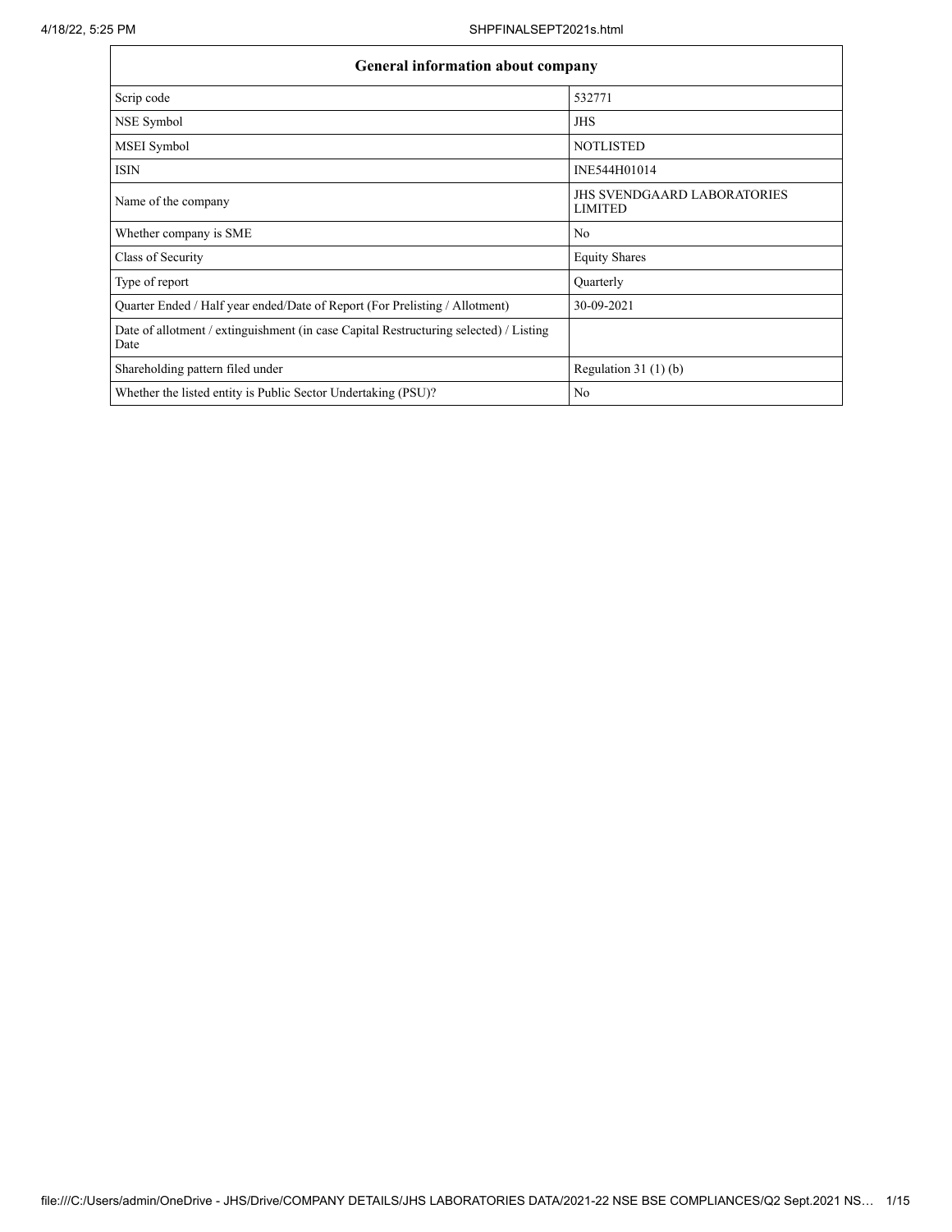| General information about company | |
|---|---|
| Scrip code | 532771 |
| NSE Symbol | JHS |
| MSEI Symbol | NOTLISTED |
| ISIN | INE544H01014 |
| Name of the company | JHS SVENDGAARD LABORATORIES LIMITED |
| Whether company is SME | No |
| Class of Security | Equity Shares |
| Type of report | Quarterly |
| Quarter Ended / Half year ended/Date of Report (For Prelisting / Allotment) | 30-09-2021 |
| Date of allotment / extinguishment (in case Capital Restructuring selected) / Listing Date | |
| Shareholding pattern filed under | Regulation 31 (1) (b) |
| Whether the listed entity is Public Sector Undertaking (PSU)? | No |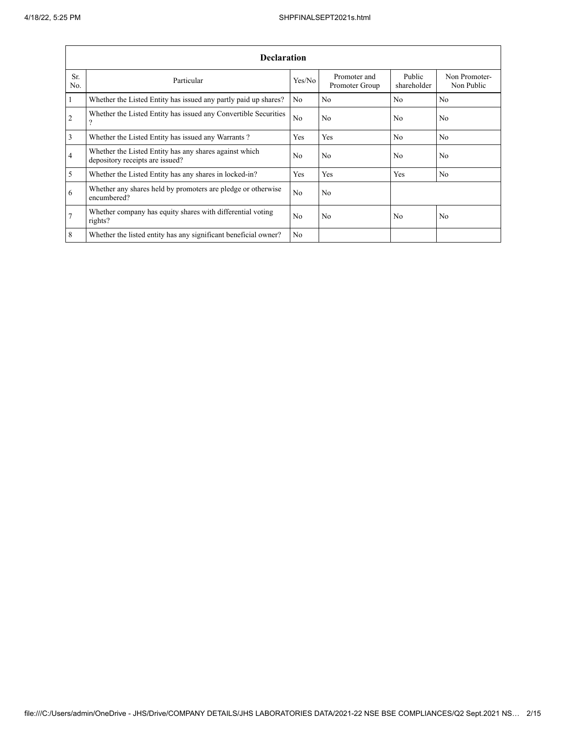| Declaration | | | | | |
|---|---|---|---|---|---|
| Sr. No. | Particular | Yes/No | Promoter and Promoter Group | Public shareholder | Non Promoter- Non Public |
| 1 | Whether the Listed Entity has issued any partly paid up shares? | No | No | No | No |
| 2 | Whether the Listed Entity has issued any Convertible Securities ? | No | No | No | No |
| 3 | Whether the Listed Entity has issued any Warrants ? | Yes | Yes | No | No |
| 4 | Whether the Listed Entity has any shares against which depository receipts are issued? | No | No | No | No |
| 5 | Whether the Listed Entity has any shares in locked-in? | Yes | Yes | Yes | No |
| 6 | Whether any shares held by promoters are pledge or otherwise encumbered? | No | No | | |
| 7 | Whether company has equity shares with differential voting rights? | No | No | No | No |
| 8 | Whether the listed entity has any significant beneficial owner? | No | | | |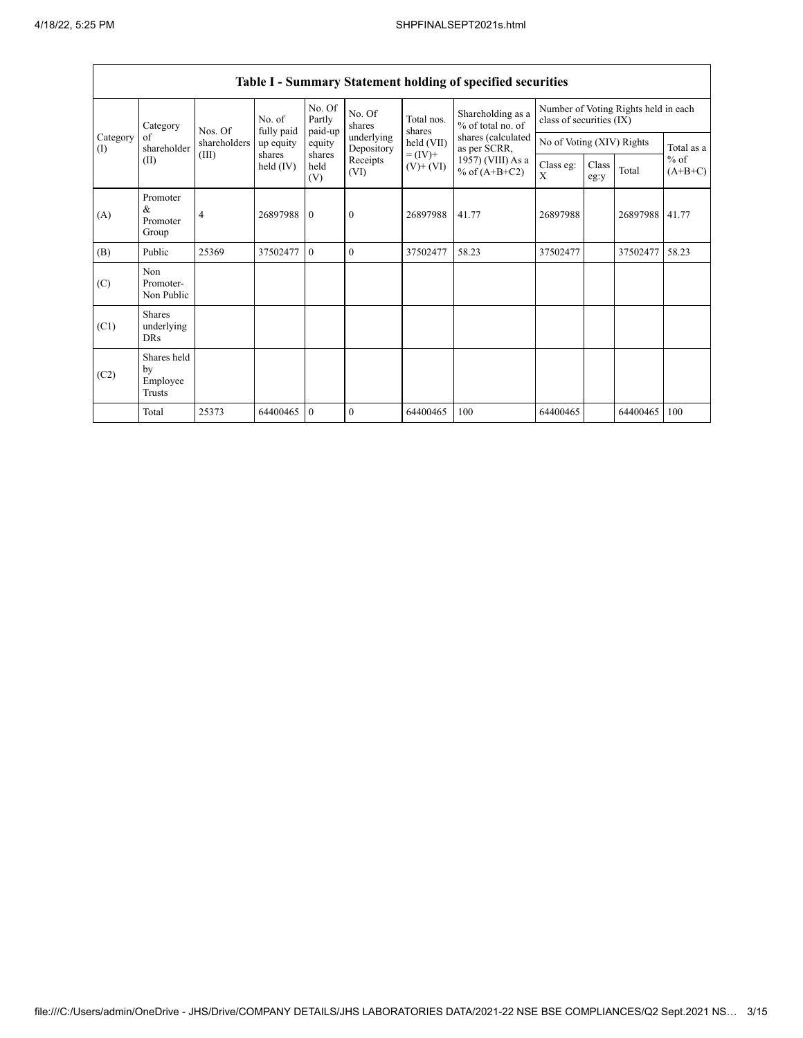| Table I - Summary Statement holding of specified securities | | | | | | | | | | | | |
|---|---|---|---|---|---|---|---|---|---|---|---|---|
| Category (I) | Category of shareholder (II) | Nos. Of shareholders (III) | No. of fully paid up equity shares held (IV) | No. Of Partly paid-up equity shares held (V) | No. Of shares underlying Depository Receipts (VI) | Total nos. shares held (VII) = (IV)+ (V)+ (VI) | Shareholding as a % of total no. of shares (calculated as per SCRR, 1957) (VIII) As a % of (A+B+C2) | Number of Voting Rights held in each class of securities (IX) | | | |
| | | | | | | | | No of Voting (XIV) Rights | | | Total as a % of (A+B+C) |
| | | | | | | | | Class eg: X | Class eg:y | Total | |
| (A) | Promoter & Promoter Group | 4 | 26897988 | 0 | 0 | 26897988 | 41.77 | 26897988 | | 26897988 | 41.77 |
| (B) | Public | 25369 | 37502477 | 0 | 0 | 37502477 | 58.23 | 37502477 | | 37502477 | 58.23 |
| (C) | Non Promoter- Non Public | | | | | | | | | | |
| (C1) | Shares underlying DRs | | | | | | | | | | |
| (C2) | Shares held by Employee Trusts | | | | | | | | | | |
| | Total | 25373 | 64400465 | 0 | 0 | 64400465 | 100 | 64400465 | | 64400465 | 100 |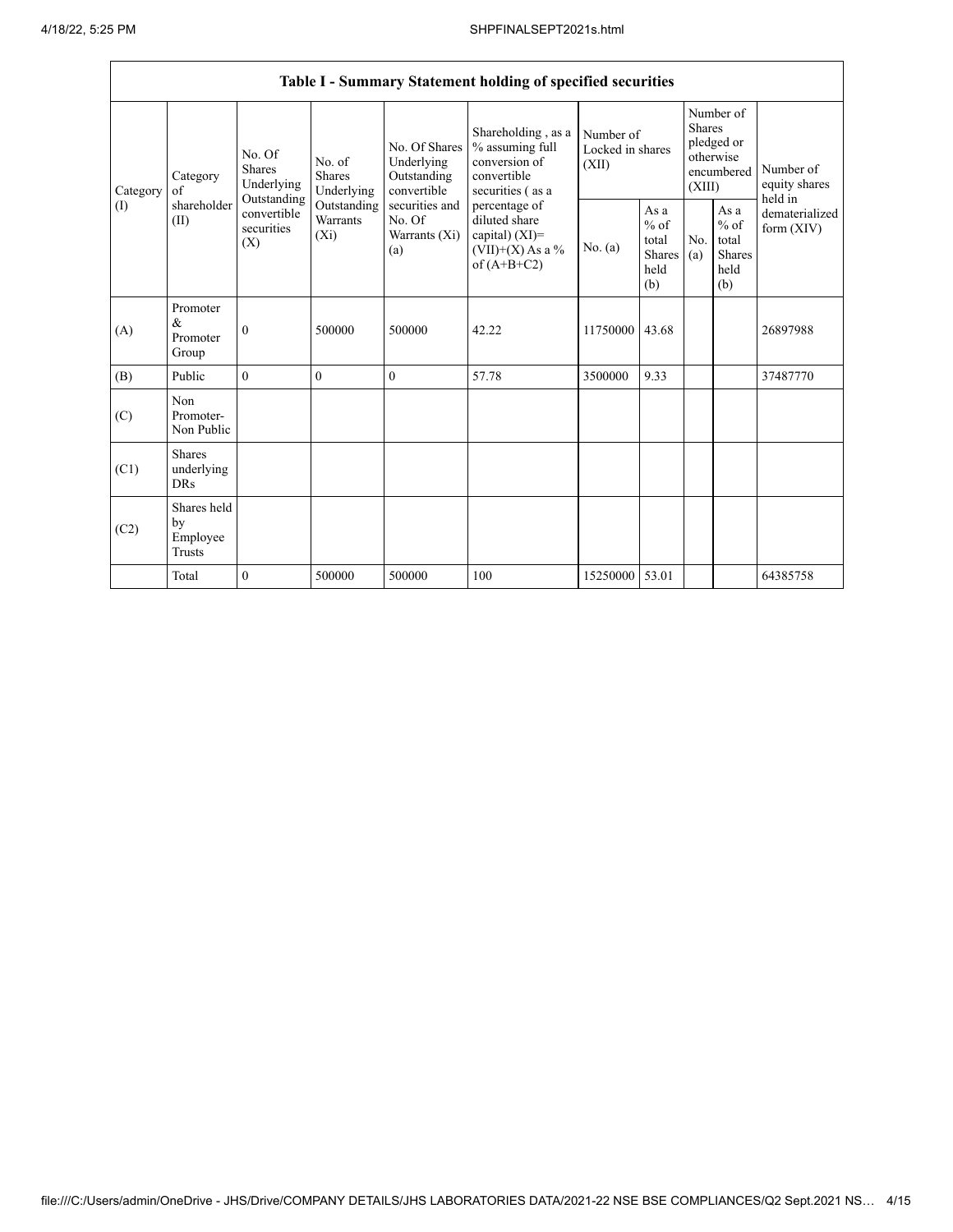| Table I - Summary Statement holding of specified securities | | | | | | | | | | |
|---|---|---|---|---|---|---|---|---|---|---|
| Category (I) | Category of shareholder (II) | No. Of Shares Underlying Outstanding convertible securities (X) | No. of Shares Underlying Outstanding Warrants (Xi) | No. Of Shares Underlying Outstanding convertible securities and No. Of Warrants (Xi) (a) | Shareholding , as a % assuming full conversion of convertible securities ( as a percentage of diluted share capital) (XI)= (VII)+(X) As a % of (A+B+C2) | Number of Locked in shares (XII) | | Number of Shares pledged or otherwise encumbered (XIII) | | Number of equity shares held in dematerialized form (XIV) |
| | | | | | | No. (a) | As a % of total Shares held (b) | No. (a) | As a % of total Shares held (b) | |
| (A) | Promoter & Promoter Group | 0 | 500000 | 500000 | 42.22 | 11750000 | 43.68 | | | 26897988 |
| (B) | Public | 0 | 0 | 0 | 57.78 | 3500000 | 9.33 | | | 37487770 |
| (C) | Non Promoter- Non Public | | | | | | | | | |
| (C1) | Shares underlying DRs | | | | | | | | | |
| (C2) | Shares held by Employee Trusts | | | | | | | | | |
| | Total | 0 | 500000 | 500000 | 100 | 15250000 | 53.01 | | | 64385758 |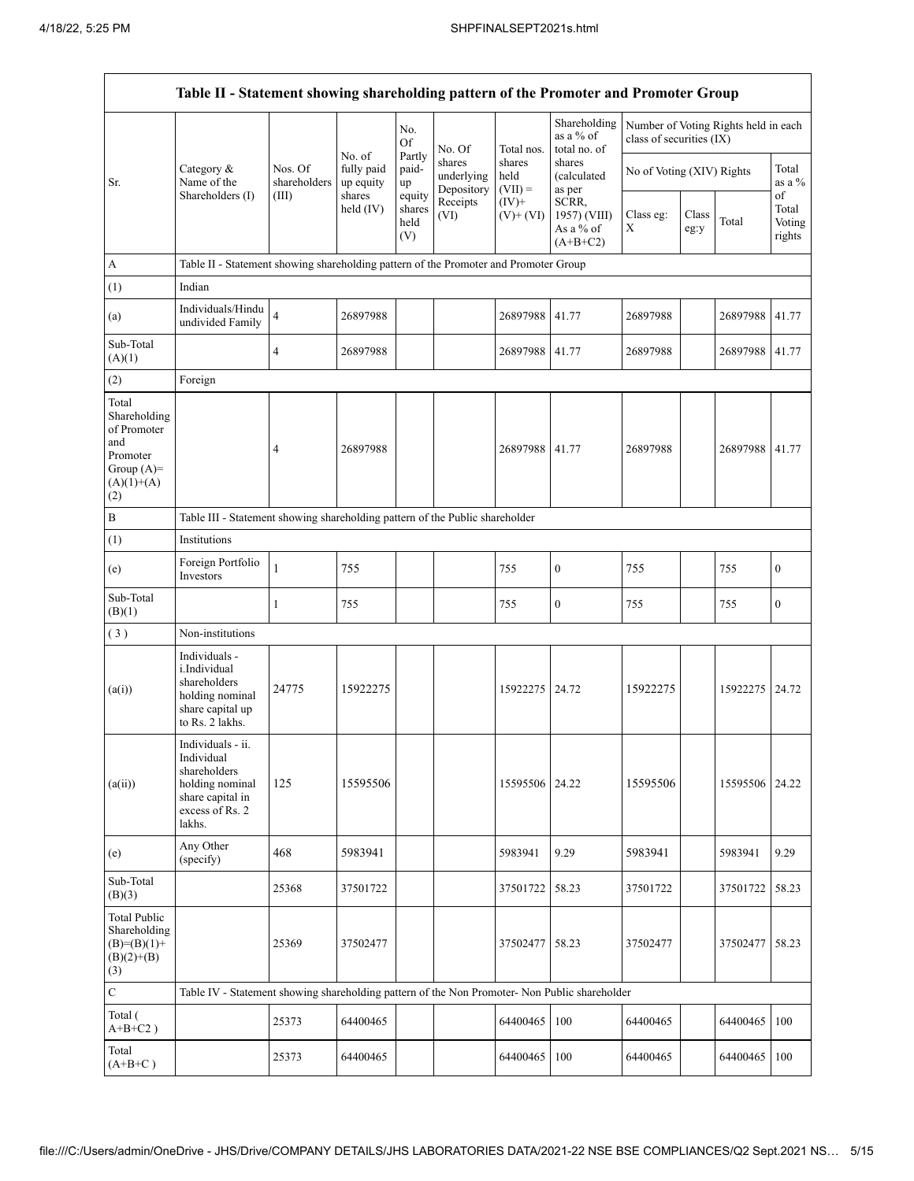| Table II - Statement showing shareholding pattern of the Promoter and Promoter Group | | | | | | | | | | | | |
|---|---|---|---|---|---|---|---|---|---|---|---|---|
| Sr. | Category & Name of the Shareholders (I) | Nos. Of shareholders (III) | No. of fully paid up equity shares held (IV) | No. Of Partly paid-up equity shares held (V) | No. Of shares underlying Depository Receipts (VI) | Total nos. shares held (VII) = (IV)+ (V)+ (VI) | Shareholding as a % of total no. of shares (calculated as per SCRR, 1957) (VIII) As a % of (A+B+C2) | Number of Voting Rights held in each class of securities (IX) | | | |
| | | | | | | | | No of Voting (XIV) Rights | | | Total as a % of Total Voting rights |
| | | | | | | | | Class eg: X | Class eg:y | Total | |
| A | Table II - Statement showing shareholding pattern of the Promoter and Promoter Group | | | | | | | | | | |
| (1) | Indian | | | | | | | | | | |
| (a) | Individuals/Hindu undivided Family | 4 | 26897988 | | | 26897988 | 41.77 | 26897988 | | 26897988 | 41.77 |
| Sub-Total (A)(1) | | 4 | 26897988 | | | 26897988 | 41.77 | 26897988 | | 26897988 | 41.77 |
| (2) | Foreign | | | | | | | | | | |
| Total Shareholding of Promoter and Promoter Group (A)= (A)(1)+(A)(2) | | 4 | 26897988 | | | 26897988 | 41.77 | 26897988 | | 26897988 | 41.77 |
| B | Table III - Statement showing shareholding pattern of the Public shareholder | | | | | | | | | | |
| (1) | Institutions | | | | | | | | | | |
| (e) | Foreign Portfolio Investors | 1 | 755 | | | 755 | 0 | 755 | | 755 | 0 |
| Sub-Total (B)(1) | | 1 | 755 | | | 755 | 0 | 755 | | 755 | 0 |
| (3) | Non-institutions | | | | | | | | | | |
| (a(i)) | Individuals - i.Individual shareholders holding nominal share capital up to Rs. 2 lakhs. | 24775 | 15922275 | | | 15922275 | 24.72 | 15922275 | | 15922275 | 24.72 |
| (a(ii)) | Individuals - ii. Individual shareholders holding nominal share capital in excess of Rs. 2 lakhs. | 125 | 15595506 | | | 15595506 | 24.22 | 15595506 | | 15595506 | 24.22 |
| (e) | Any Other (specify) | 468 | 5983941 | | | 5983941 | 9.29 | 5983941 | | 5983941 | 9.29 |
| Sub-Total (B)(3) | | 25368 | 37501722 | | | 37501722 | 58.23 | 37501722 | | 37501722 | 58.23 |
| Total Public Shareholding (B)=(B)(1)+(B)(2)+(B)(3) | | 25369 | 37502477 | | | 37502477 | 58.23 | 37502477 | | 37502477 | 58.23 |
| C | Table IV - Statement showing shareholding pattern of the Non Promoter- Non Public shareholder | | | | | | | | | | |
| Total ( A+B+C2 ) | | 25373 | 64400465 | | | 64400465 | 100 | 64400465 | | 64400465 | 100 |
| Total (A+B+C ) | | 25373 | 64400465 | | | 64400465 | 100 | 64400465 | | 64400465 | 100 |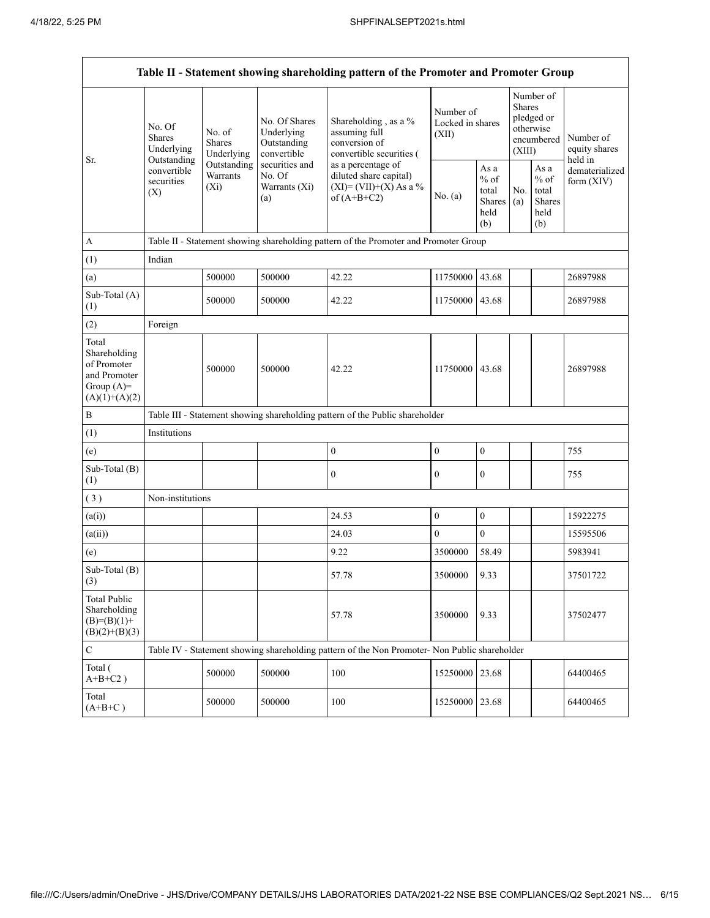| Table II - Statement showing shareholding pattern of the Promoter and Promoter Group | | | | | | | | | |
|---|---|---|---|---|---|---|---|---|---|
| Sr. | No. Of Shares Underlying Outstanding convertible securities (X) | No. of Shares Underlying Outstanding Warrants (Xi) | No. Of Shares Underlying Outstanding convertible securities and No. Of Warrants (Xi) (a) | Shareholding , as a % assuming full conversion of convertible securities ( as a percentage of diluted share capital) (XI)= (VII)+(X) As a % of (A+B+C2) | Number of Locked in shares (XII) | | Number of Shares pledged or otherwise encumbered (XIII) | | Number of equity shares held in dematerialized form (XIV) |
| | | | | | No. (a) | As a % of total Shares held (b) | No. (a) | As a % of total Shares held (b) | |
| A | Table II - Statement showing shareholding pattern of the Promoter and Promoter Group | | | | | | | | |
| (1) | Indian | | | | | | | | |
| (a) | | 500000 | 500000 | 42.22 | 11750000 | 43.68 | | | 26897988 |
| Sub-Total (A) (1) | | 500000 | 500000 | 42.22 | 11750000 | 43.68 | | | 26897988 |
| (2) | Foreign | | | | | | | | |
| Total Shareholding of Promoter and Promoter Group (A)= (A)(1)+(A)(2) | | 500000 | 500000 | 42.22 | 11750000 | 43.68 | | | 26897988 |
| B | Table III - Statement showing shareholding pattern of the Public shareholder | | | | | | | | |
| (1) | Institutions | | | | | | | | |
| (e) | | | | 0 | 0 | 0 | | | 755 |
| Sub-Total (B) (1) | | | | 0 | 0 | 0 | | | 755 |
| ( 3 ) | Non-institutions | | | | | | | | |
| (a(i)) | | | | 24.53 | 0 | 0 | | | 15922275 |
| (a(ii)) | | | | 24.03 | 0 | 0 | | | 15595506 |
| (e) | | | | 9.22 | 3500000 | 58.49 | | | 5983941 |
| Sub-Total (B) (3) | | | | 57.78 | 3500000 | 9.33 | | | 37501722 |
| Total Public Shareholding (B)=(B)(1)+ (B)(2)+(B)(3) | | | | 57.78 | 3500000 | 9.33 | | | 37502477 |
| C | Table IV - Statement showing shareholding pattern of the Non Promoter- Non Public shareholder | | | | | | | | |
| Total ( A+B+C2 ) | | 500000 | 500000 | 100 | 15250000 | 23.68 | | | 64400465 |
| Total (A+B+C ) | | 500000 | 500000 | 100 | 15250000 | 23.68 | | | 64400465 |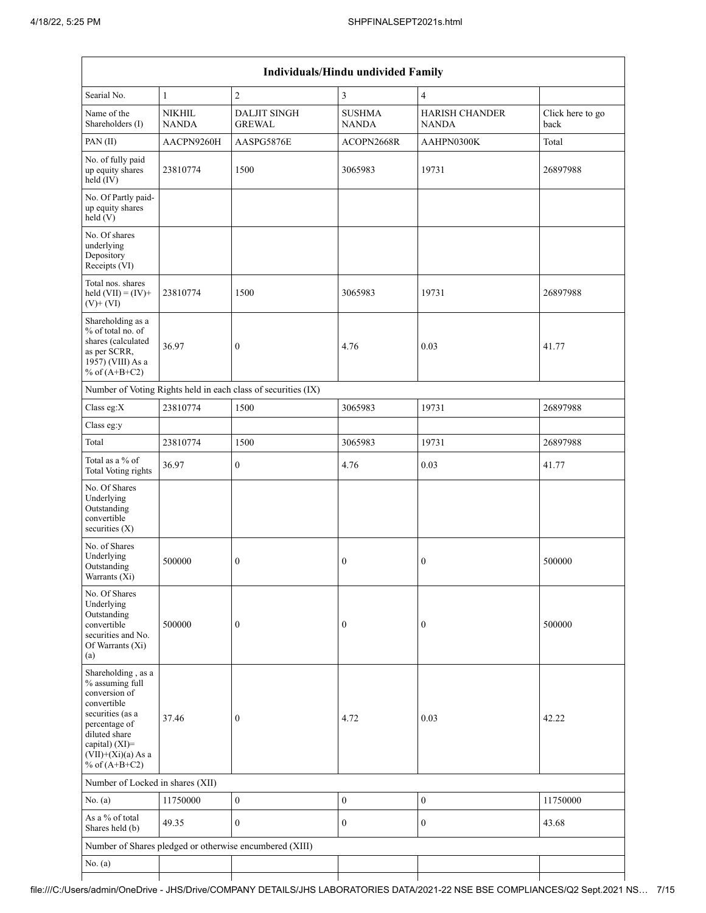| Individuals/Hindu undivided Family | | | | | |
|---|---|---|---|---|---|
| Searial No. | 1 | 2 | 3 | 4 | |
| Name of the Shareholders (I) | NIKHIL NANDA | DALJIT SINGH GREWAL | SUSHMA NANDA | HARISH CHANDER NANDA | Click here to go back |
| PAN (II) | AACPN9260H | AASPG5876E | ACOPN2668R | AAHPN0300K | Total |
| No. of fully paid up equity shares held (IV) | 23810774 | 1500 | 3065983 | 19731 | 26897988 |
| No. Of Partly paid-up equity shares held (V) | | | | | |
| No. Of shares underlying Depository Receipts (VI) | | | | | |
| Total nos. shares held (VII) = (IV)+ (V)+ (VI) | 23810774 | 1500 | 3065983 | 19731 | 26897988 |
| Shareholding as a % of total no. of shares (calculated as per SCRR, 1957) (VIII) As a % of (A+B+C2) | 36.97 | 0 | 4.76 | 0.03 | 41.77 |
| Number of Voting Rights held in each class of securities (IX) | | | | | |
| Class eg:X | 23810774 | 1500 | 3065983 | 19731 | 26897988 |
| Class eg:y | | | | | |
| Total | 23810774 | 1500 | 3065983 | 19731 | 26897988 |
| Total as a % of Total Voting rights | 36.97 | 0 | 4.76 | 0.03 | 41.77 |
| No. Of Shares Underlying Outstanding convertible securities (X) | | | | | |
| No. of Shares Underlying Outstanding Warrants (Xi) | 500000 | 0 | 0 | 0 | 500000 |
| No. Of Shares Underlying Outstanding convertible securities and No. Of Warrants (Xi) (a) | 500000 | 0 | 0 | 0 | 500000 |
| Shareholding , as a % assuming full conversion of convertible securities (as a percentage of diluted share capital) (XI)= (VII)+(Xi)(a) As a % of (A+B+C2) | 37.46 | 0 | 4.72 | 0.03 | 42.22 |
| Number of Locked in shares (XII) | | | | | |
| No. (a) | 11750000 | 0 | 0 | 0 | 11750000 |
| As a % of total Shares held (b) | 49.35 | 0 | 0 | 0 | 43.68 |
| Number of Shares pledged or otherwise encumbered (XIII) | | | | | |
| No. (a) | | | | | |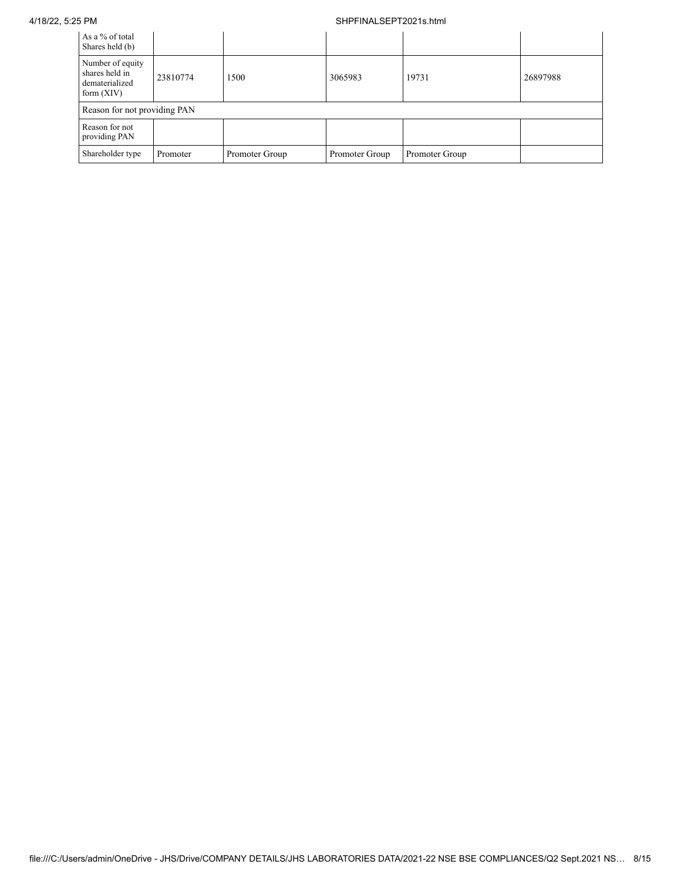| As a % of total Shares held (b) | | | | | |
|---|---|---|---|---|---|
| Number of equity shares held in dematerialized form (XIV) | 23810774 | 1500 | 3065983 | 19731 | 26897988 |
| Reason for not providing PAN | | | | | |
| Reason for not providing PAN | | | | | |
| Shareholder type | Promoter | Promoter Group | Promoter Group | Promoter Group | |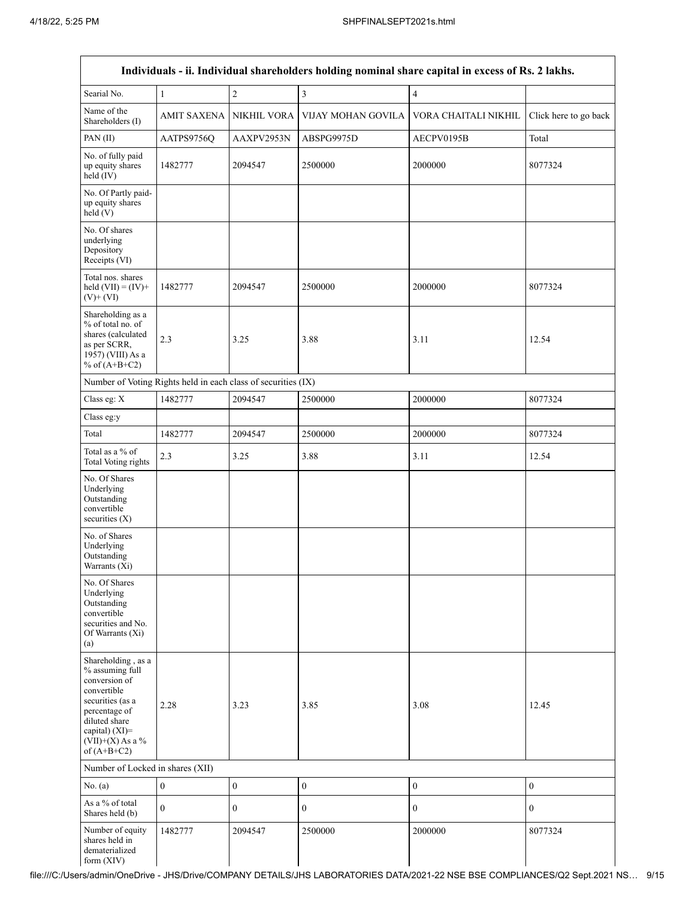| Individuals - ii. Individual shareholders holding nominal share capital in excess of Rs. 2 lakhs. | | | | | |
|---|---|---|---|---|---|
| Searial No. | 1 | 2 | 3 | 4 | |
| Name of the Shareholders (I) | AMIT SAXENA | NIKHIL VORA | VIJAY MOHAN GOVILA | VORA CHAITALI NIKHIL | Click here to go back |
| PAN (II) | AATPS9756Q | AAXPV2953N | ABSPG9975D | AECPV0195B | Total |
| No. of fully paid up equity shares held (IV) | 1482777 | 2094547 | 2500000 | 2000000 | 8077324 |
| No. Of Partly paid-up equity shares held (V) | | | | | |
| No. Of shares underlying Depository Receipts (VI) | | | | | |
| Total nos. shares held (VII) = (IV)+ (V)+ (VI) | 1482777 | 2094547 | 2500000 | 2000000 | 8077324 |
| Shareholding as a % of total no. of shares (calculated as per SCRR, 1957) (VIII) As a % of (A+B+C2) | 2.3 | 3.25 | 3.88 | 3.11 | 12.54 |
| Number of Voting Rights held in each class of securities (IX) | | | | | |
| Class eg: X | 1482777 | 2094547 | 2500000 | 2000000 | 8077324 |
| Class eg:y | | | | | |
| Total | 1482777 | 2094547 | 2500000 | 2000000 | 8077324 |
| Total as a % of Total Voting rights | 2.3 | 3.25 | 3.88 | 3.11 | 12.54 |
| No. Of Shares Underlying Outstanding convertible securities (X) | | | | | |
| No. of Shares Underlying Outstanding Warrants (Xi) | | | | | |
| No. Of Shares Underlying Outstanding convertible securities and No. Of Warrants (Xi) (a) | | | | | |
| Shareholding , as a % assuming full conversion of convertible securities (as a percentage of diluted share capital) (XI)= (VII)+(X) As a % of (A+B+C2) | 2.28 | 3.23 | 3.85 | 3.08 | 12.45 |
| Number of Locked in shares (XII) | | | | | |
| No. (a) | 0 | 0 | 0 | 0 | 0 |
| As a % of total Shares held (b) | 0 | 0 | 0 | 0 | 0 |
| Number of equity shares held in dematerialized form (XIV) | 1482777 | 2094547 | 2500000 | 2000000 | 8077324 |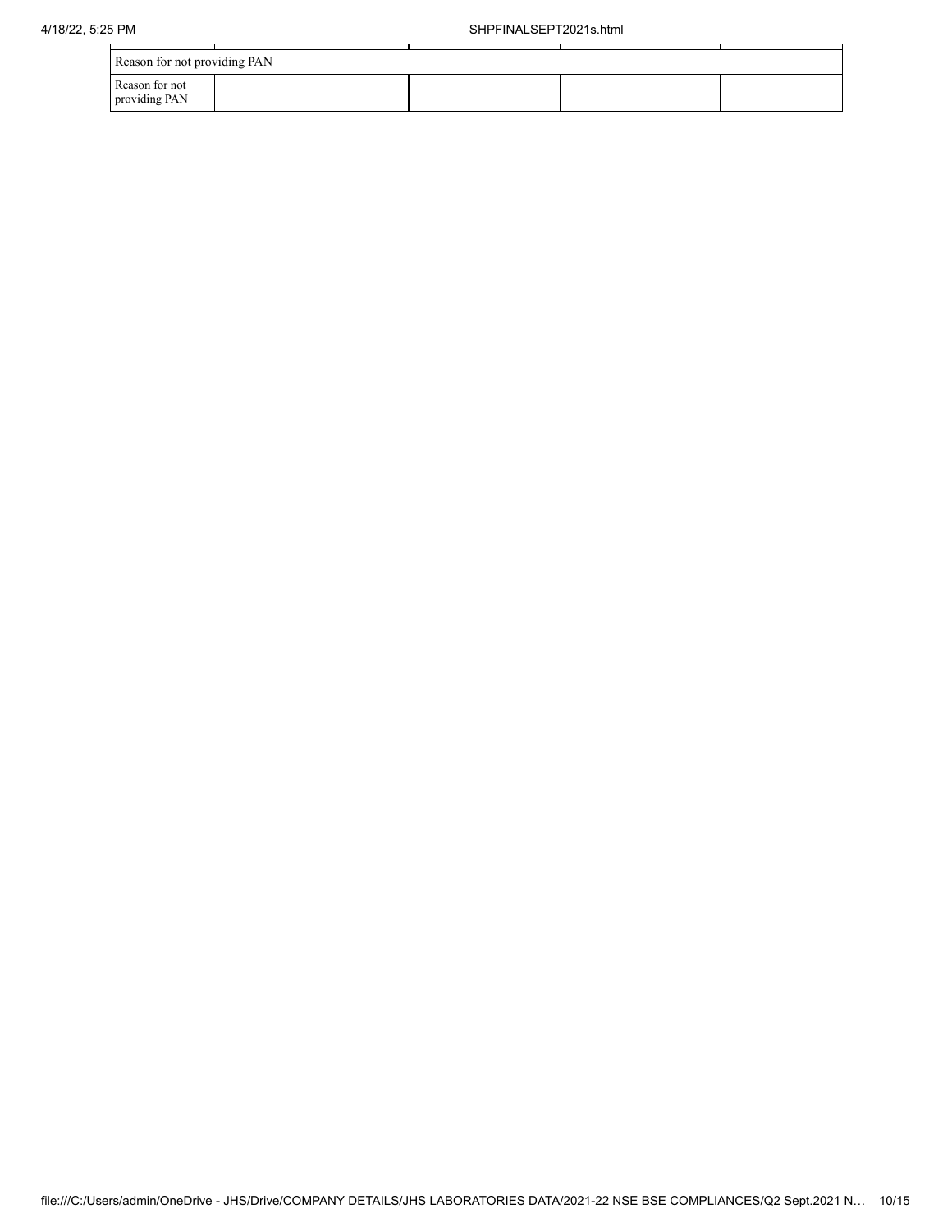| Reason for not providing PAN | | | | | |
| --- | --- | --- | --- | --- | --- |
| Reason for not providing PAN | | | | | |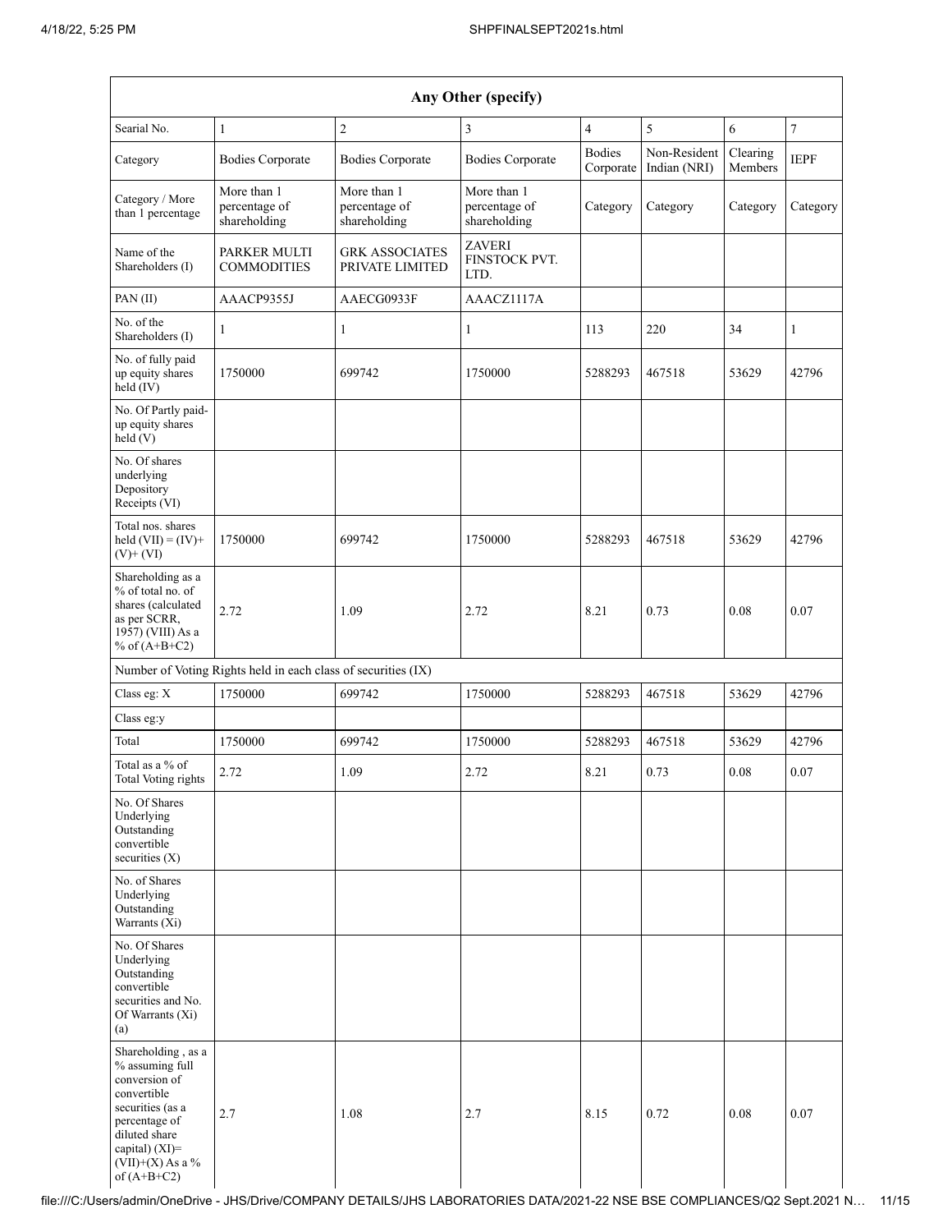| Any Other (specify) | | | | | | | |
|---|---|---|---|---|---|---|---|
| Searial No. | 1 | 2 | 3 | 4 | 5 | 6 | 7 |
| Category | Bodies Corporate | Bodies Corporate | Bodies Corporate | Bodies Corporate | Non-Resident Indian (NRI) | Clearing Members | IEPF |
| Category / More than 1 percentage | More than 1 percentage of shareholding | More than 1 percentage of shareholding | More than 1 percentage of shareholding | Category | Category | Category | Category |
| Name of the Shareholders (I) | PARKER MULTI COMMODITIES | GRK ASSOCIATES PRIVATE LIMITED | ZAVERI FINSTOCK PVT. LTD. | | | | |
| PAN (II) | AAACP9355J | AAECG0933F | AAACZ1117A | | | | |
| No. of the Shareholders (I) | 1 | 1 | 1 | 113 | 220 | 34 | 1 |
| No. of fully paid up equity shares held (IV) | 1750000 | 699742 | 1750000 | 5288293 | 467518 | 53629 | 42796 |
| No. Of Partly paid-up equity shares held (V) | | | | | | | |
| No. Of shares underlying Depository Receipts (VI) | | | | | | | |
| Total nos. shares held (VII) = (IV)+ (V)+ (VI) | 1750000 | 699742 | 1750000 | 5288293 | 467518 | 53629 | 42796 |
| Shareholding as a % of total no. of shares (calculated as per SCRR, 1957) (VIII) As a % of (A+B+C2) | 2.72 | 1.09 | 2.72 | 8.21 | 0.73 | 0.08 | 0.07 |
| Number of Voting Rights held in each class of securities (IX) | | | | | | | |
| Class eg: X | 1750000 | 699742 | 1750000 | 5288293 | 467518 | 53629 | 42796 |
| Class eg:y | | | | | | | |
| Total | 1750000 | 699742 | 1750000 | 5288293 | 467518 | 53629 | 42796 |
| Total as a % of Total Voting rights | 2.72 | 1.09 | 2.72 | 8.21 | 0.73 | 0.08 | 0.07 |
| No. Of Shares Underlying Outstanding convertible securities (X) | | | | | | | |
| No. of Shares Underlying Outstanding Warrants (Xi) | | | | | | | |
| No. Of Shares Underlying Outstanding convertible securities and No. Of Warrants (Xi) (a) | | | | | | | |
| Shareholding , as a % assuming full conversion of convertible securities (as a percentage of diluted share capital) (XI)= (VII)+(X) As a % of (A+B+C2) | 2.7 | 1.08 | 2.7 | 8.15 | 0.72 | 0.08 | 0.07 |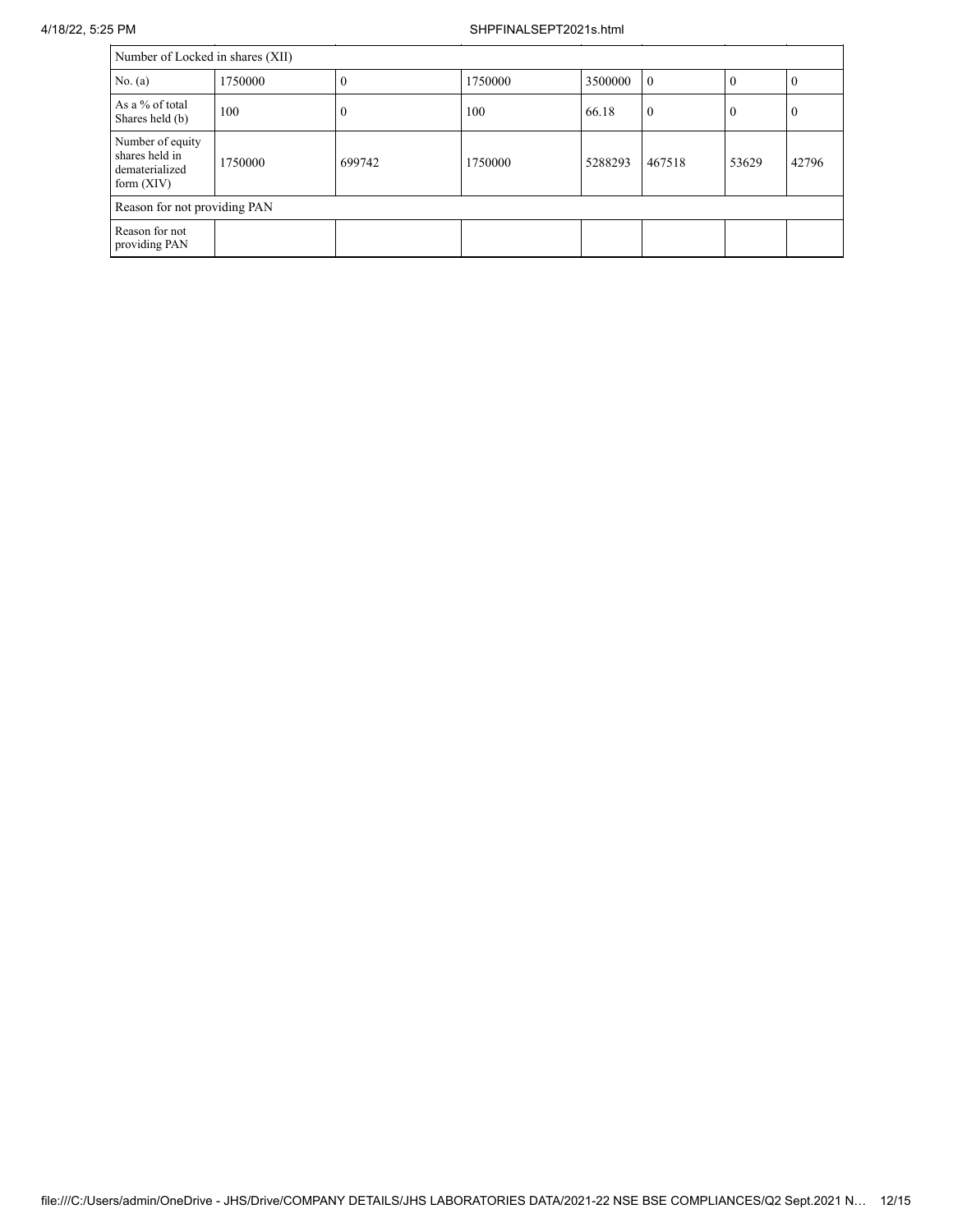| Number of Locked in shares (XII) | | | | | | | |
|---|---|---|---|---|---|---|---|
| No. (a) | 1750000 | 0 | 1750000 | 3500000 | 0 | 0 | 0 |
| As a % of total Shares held (b) | 100 | 0 | 100 | 66.18 | 0 | 0 | 0 |
| Number of equity shares held in dematerialized form (XIV) | 1750000 | 699742 | 1750000 | 5288293 | 467518 | 53629 | 42796 |
| Reason for not providing PAN | | | | | | | |
| Reason for not providing PAN | | | | | | | |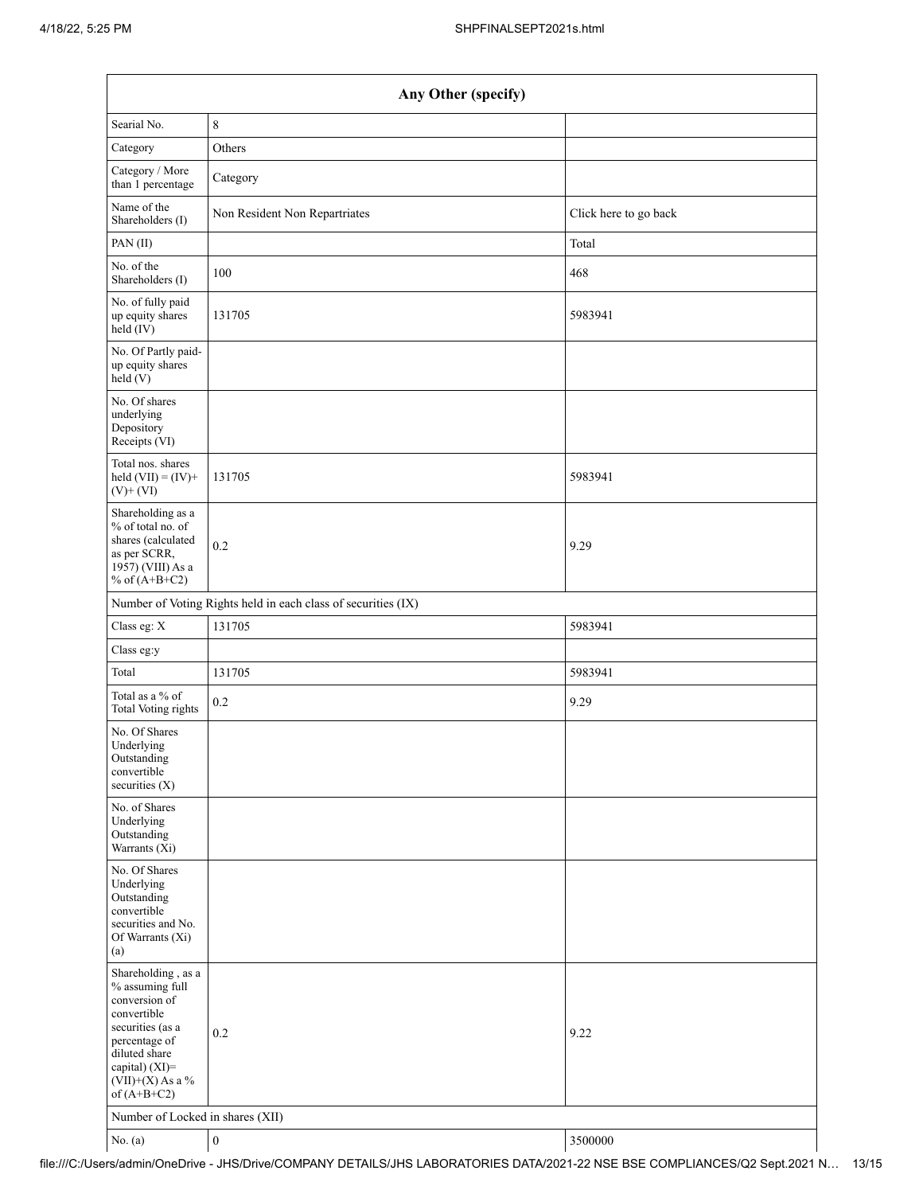| Any Other (specify) | | |
|---|---|---|
| Searial No. | 8 | |
| Category | Others | |
| Category / More than 1 percentage | Category | |
| Name of the Shareholders (I) | Non Resident Non Repartriates | Click here to go back |
| PAN (II) | | Total |
| No. of the Shareholders (I) | 100 | 468 |
| No. of fully paid up equity shares held (IV) | 131705 | 5983941 |
| No. Of Partly paid-up equity shares held (V) | | |
| No. Of shares underlying Depository Receipts (VI) | | |
| Total nos. shares held (VII) = (IV)+ (V)+ (VI) | 131705 | 5983941 |
| Shareholding as a % of total no. of shares (calculated as per SCRR, 1957) (VIII) As a % of (A+B+C2) | 0.2 | 9.29 |
| Number of Voting Rights held in each class of securities (IX) | | |
| Class eg: X | 131705 | 5983941 |
| Class eg:y | | |
| Total | 131705 | 5983941 |
| Total as a % of Total Voting rights | 0.2 | 9.29 |
| No. Of Shares Underlying Outstanding convertible securities (X) | | |
| No. of Shares Underlying Outstanding Warrants (Xi) | | |
| No. Of Shares Underlying Outstanding convertible securities and No. Of Warrants (Xi) (a) | | |
| Shareholding , as a % assuming full conversion of convertible securities (as a percentage of diluted share capital) (XI)= (VII)+(X) As a % of (A+B+C2) | 0.2 | 9.22 |
| Number of Locked in shares (XII) | | |
| No. (a) | 0 | 3500000 |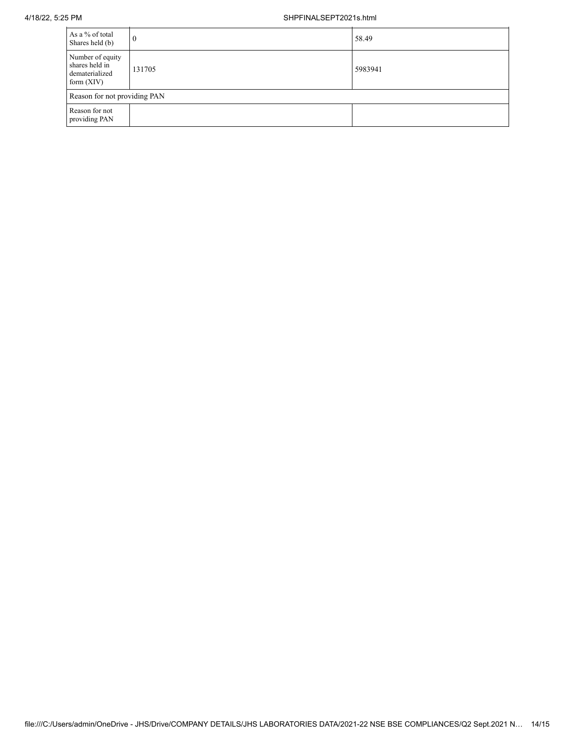| | | |
|---|---|---|
| As a % of total Shares held (b) | 0 | 58.49 |
| Number of equity shares held in dematerialized form (XIV) | 131705 | 5983941 |
| Reason for not providing PAN | | |
| Reason for not providing PAN | | |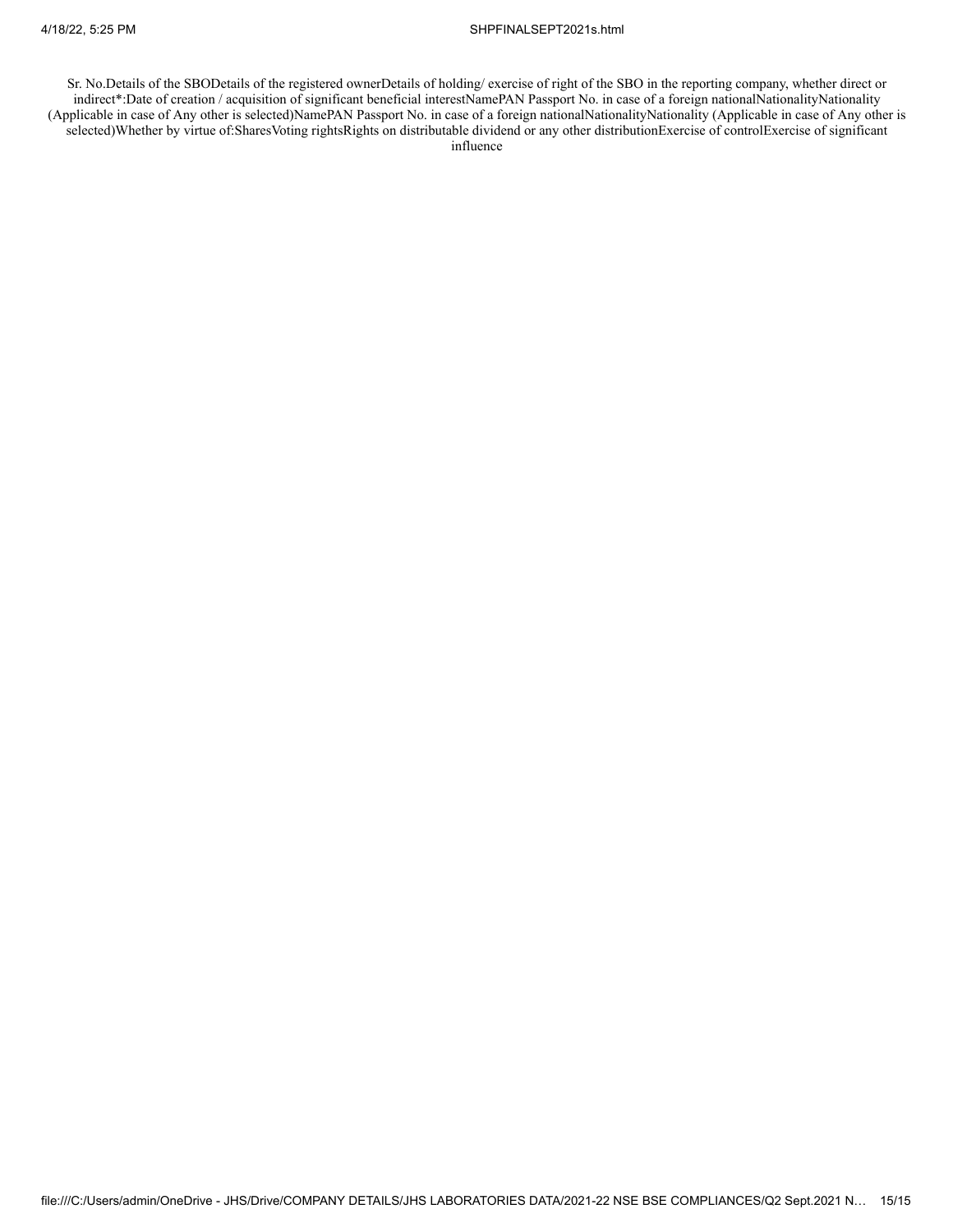Sr. No.Details of the SBODetails of the registered ownerDetails of holding/ exercise of right of the SBO in the reporting company, whether direct or indirect*:Date of creation / acquisition of significant beneficial interestNamePAN Passport No. in case of a foreign nationalNationalityNationality (Applicable in case of Any other is selected)NamePAN Passport No. in case of a foreign nationalNationalityNationality (Applicable in case of Any other is selected)Whether by virtue of:SharesVoting rightsRights on distributable dividend or any other distributionExercise of controlExercise of significant influence